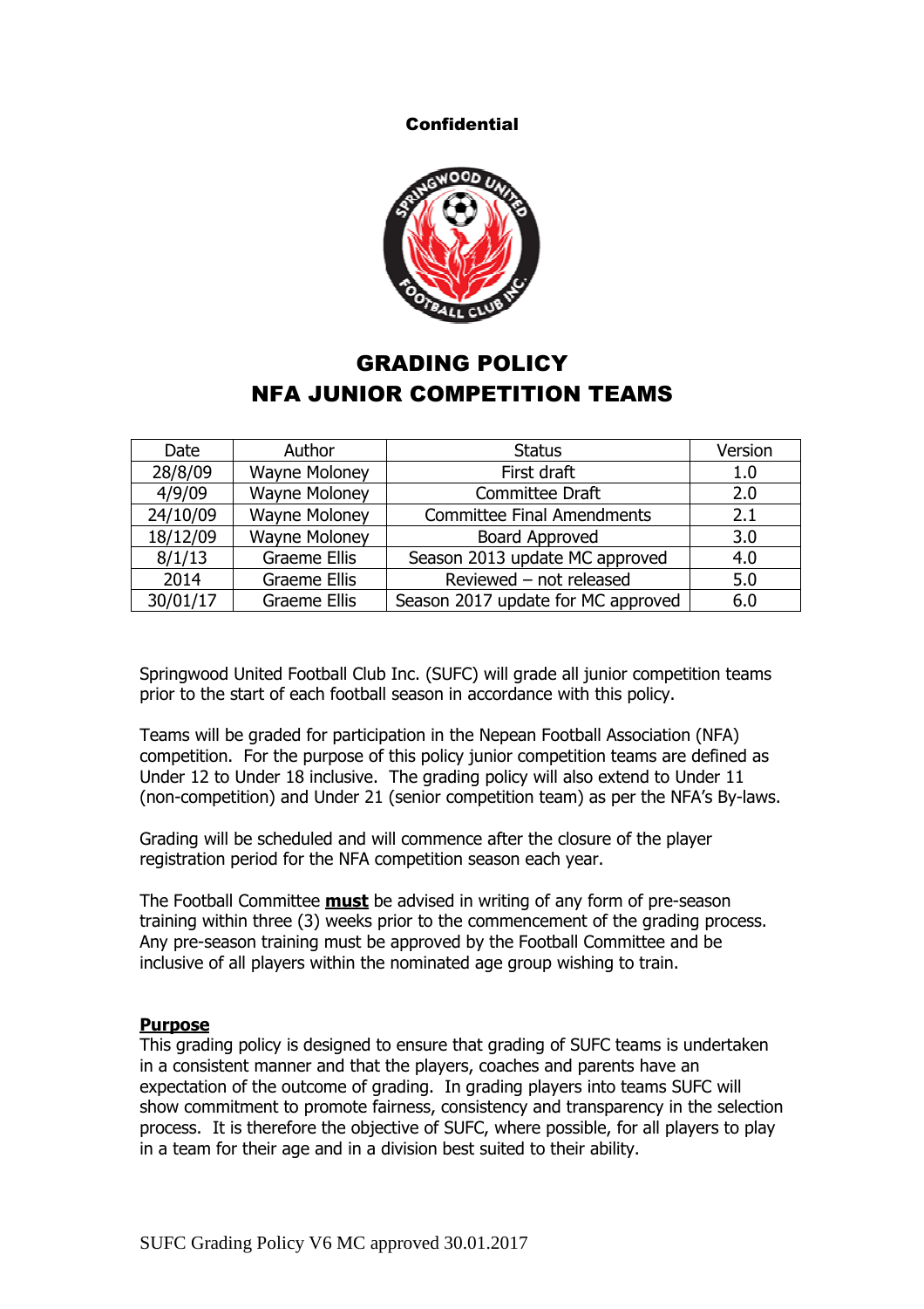**Confidential**

# GRADING POLICY
# NFA JUNIOR COMPETITION TEAMS

| Date | Author | Status | Version |
|---|---|---|---|
| 28/8/09 | Wayne Moloney | First draft | 1.0 |
| 4/9/09 | Wayne Moloney | Committee Draft | 2.0 |
| 24/10/09 | Wayne Moloney | Committee Final Amendments | 2.1 |
| 18/12/09 | Wayne Moloney | Board Approved | 3.0 |
| 8/1/13 | Graeme Ellis | Season 2013 update MC approved | 4.0 |
| 2014 | Graeme Ellis | Reviewed – not released | 5.0 |
| 30/01/17 | Graeme Ellis | Season 2017 update for MC approved | 6.0 |

Springwood United Football Club Inc. (SUFC) will grade all junior competition teams prior to the start of each football season in accordance with this policy.

Teams will be graded for participation in the Nepean Football Association (NFA) competition. For the purpose of this policy junior competition teams are defined as Under 12 to Under 18 inclusive. The grading policy will also extend to Under 11 (non-competition) and Under 21 (senior competition team) as per the NFA's By-laws.

Grading will be scheduled and will commence after the closure of the player registration period for the NFA competition season each year.

The Football Committee **must** be advised in writing of any form of pre-season training within three (3) weeks prior to the commencement of the grading process. Any pre-season training must be approved by the Football Committee and be inclusive of all players within the nominated age group wishing to train.

## Purpose

This grading policy is designed to ensure that grading of SUFC teams is undertaken in a consistent manner and that the players, coaches and parents have an expectation of the outcome of grading. In grading players into teams SUFC will show commitment to promote fairness, consistency and transparency in the selection process. It is therefore the objective of SUFC, where possible, for all players to play in a team for their age and in a division best suited to their ability.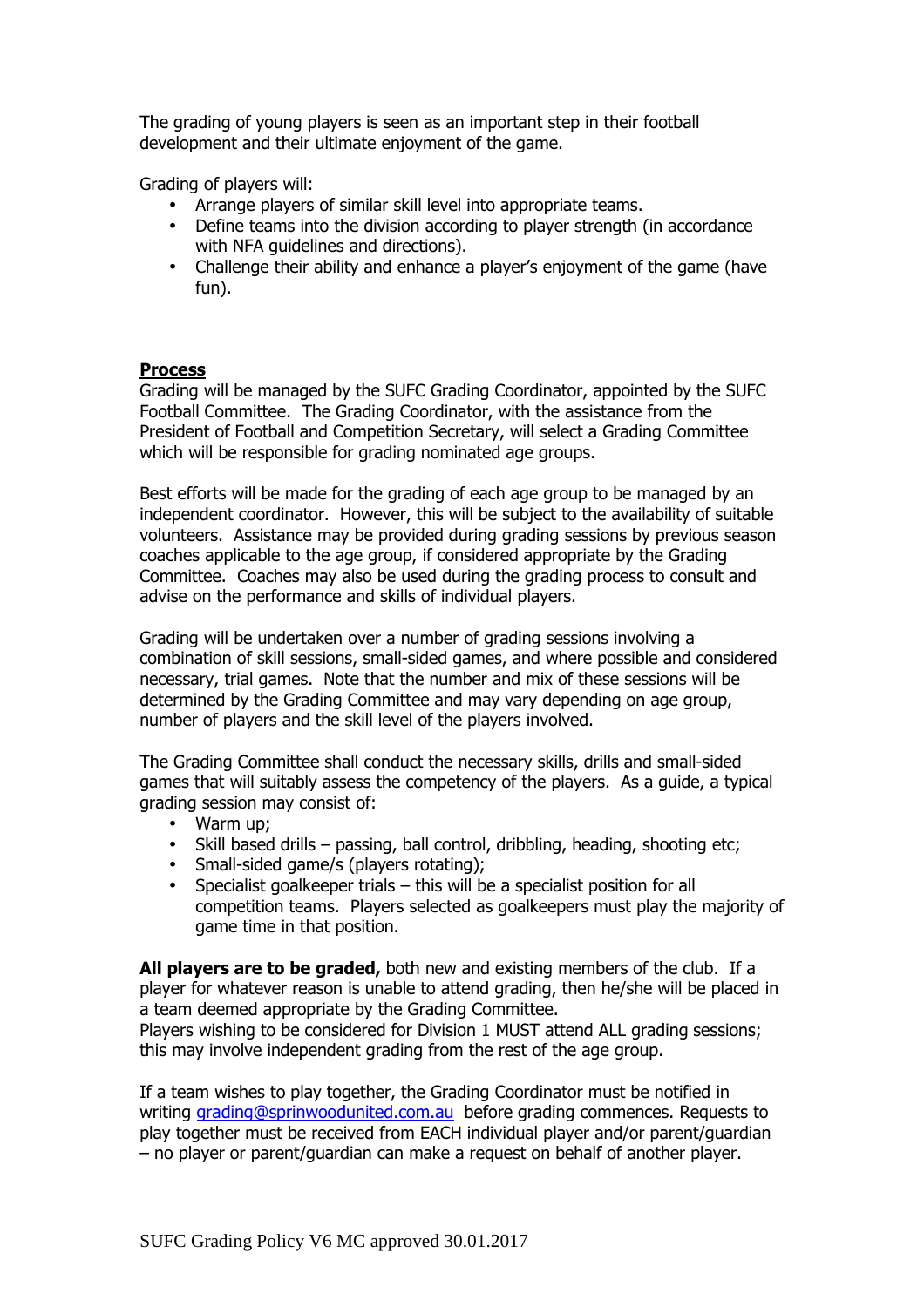The grading of young players is seen as an important step in their football development and their ultimate enjoyment of the game.

Grading of players will:

- Arrange players of similar skill level into appropriate teams.
- Define teams into the division according to player strength (in accordance with NFA guidelines and directions).
- Challenge their ability and enhance a player's enjoyment of the game (have fun).

## Process

Grading will be managed by the SUFC Grading Coordinator, appointed by the SUFC Football Committee. The Grading Coordinator, with the assistance from the President of Football and Competition Secretary, will select a Grading Committee which will be responsible for grading nominated age groups.

Best efforts will be made for the grading of each age group to be managed by an independent coordinator. However, this will be subject to the availability of suitable volunteers. Assistance may be provided during grading sessions by previous season coaches applicable to the age group, if considered appropriate by the Grading Committee. Coaches may also be used during the grading process to consult and advise on the performance and skills of individual players.

Grading will be undertaken over a number of grading sessions involving a combination of skill sessions, small-sided games, and where possible and considered necessary, trial games. Note that the number and mix of these sessions will be determined by the Grading Committee and may vary depending on age group, number of players and the skill level of the players involved.

The Grading Committee shall conduct the necessary skills, drills and small-sided games that will suitably assess the competency of the players. As a guide, a typical grading session may consist of:

- Warm up;
- Skill based drills – passing, ball control, dribbling, heading, shooting etc;
- Small-sided game/s (players rotating);
- Specialist goalkeeper trials – this will be a specialist position for all competition teams. Players selected as goalkeepers must play the majority of game time in that position.

**All players are to be graded,** both new and existing members of the club. If a player for whatever reason is unable to attend grading, then he/she will be placed in a team deemed appropriate by the Grading Committee.
Players wishing to be considered for Division 1 MUST attend ALL grading sessions; this may involve independent grading from the rest of the age group.

If a team wishes to play together, the Grading Coordinator must be notified in writing grading@sprinwoodunited.com.au before grading commences. Requests to play together must be received from EACH individual player and/or parent/guardian – no player or parent/guardian can make a request on behalf of another player.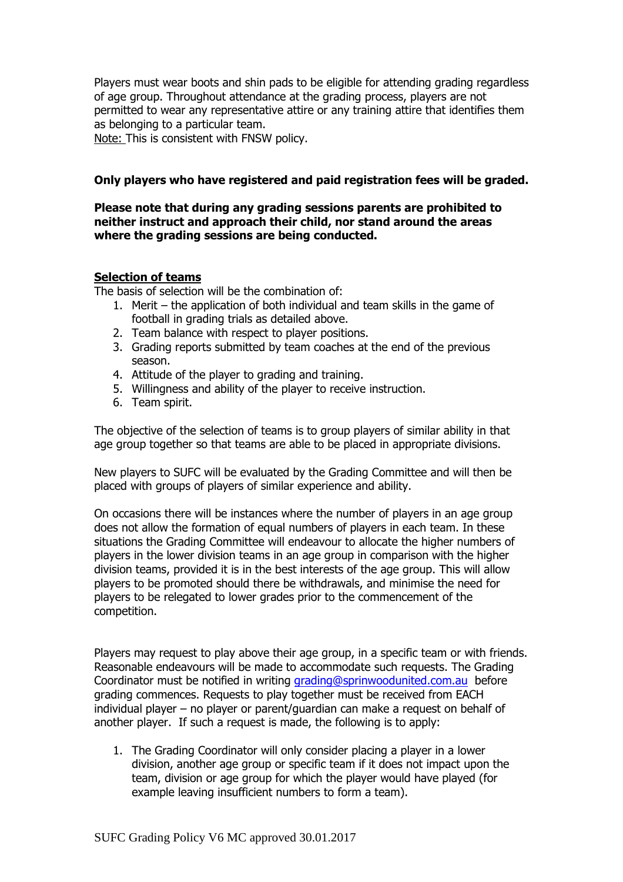Players must wear boots and shin pads to be eligible for attending grading regardless of age group. Throughout attendance at the grading process, players are not permitted to wear any representative attire or any training attire that identifies them as belonging to a particular team.
Note: This is consistent with FNSW policy.

**Only players who have registered and paid registration fees will be graded.**

**Please note that during any grading sessions parents are prohibited to neither instruct and approach their child, nor stand around the areas where the grading sessions are being conducted.**

**Selection of teams**

The basis of selection will be the combination of:

1. Merit – the application of both individual and team skills in the game of football in grading trials as detailed above.
2. Team balance with respect to player positions.
3. Grading reports submitted by team coaches at the end of the previous season.
4. Attitude of the player to grading and training.
5. Willingness and ability of the player to receive instruction.
6. Team spirit.

The objective of the selection of teams is to group players of similar ability in that age group together so that teams are able to be placed in appropriate divisions.

New players to SUFC will be evaluated by the Grading Committee and will then be placed with groups of players of similar experience and ability.

On occasions there will be instances where the number of players in an age group does not allow the formation of equal numbers of players in each team. In these situations the Grading Committee will endeavour to allocate the higher numbers of players in the lower division teams in an age group in comparison with the higher division teams, provided it is in the best interests of the age group. This will allow players to be promoted should there be withdrawals, and minimise the need for players to be relegated to lower grades prior to the commencement of the competition.

Players may request to play above their age group, in a specific team or with friends. Reasonable endeavours will be made to accommodate such requests. The Grading Coordinator must be notified in writing grading@sprinwoodunited.com.au before grading commences. Requests to play together must be received from EACH individual player – no player or parent/guardian can make a request on behalf of another player. If such a request is made, the following is to apply:

1. The Grading Coordinator will only consider placing a player in a lower division, another age group or specific team if it does not impact upon the team, division or age group for which the player would have played (for example leaving insufficient numbers to form a team).

SUFC Grading Policy V6 MC approved 30.01.2017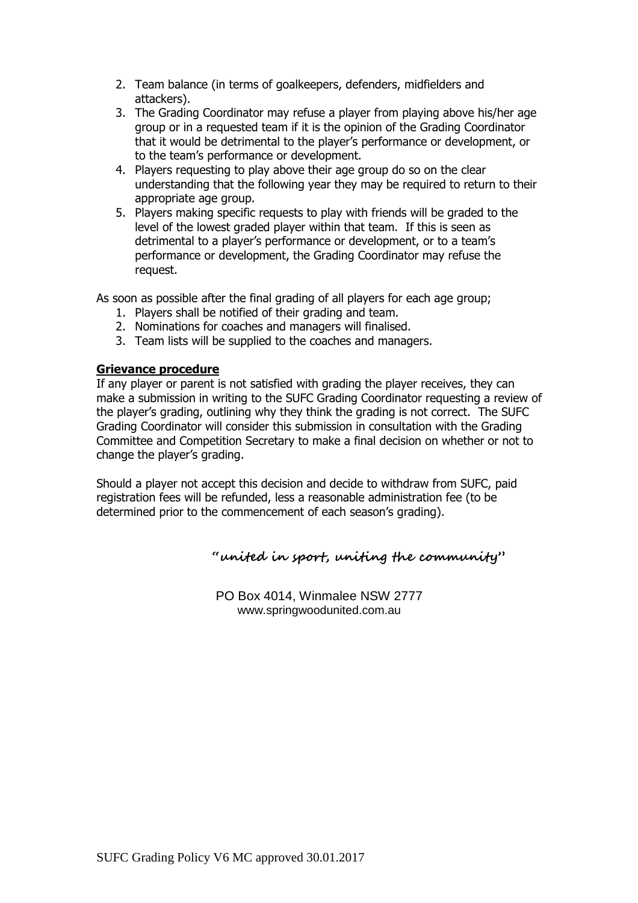2. Team balance (in terms of goalkeepers, defenders, midfielders and attackers).
3. The Grading Coordinator may refuse a player from playing above his/her age group or in a requested team if it is the opinion of the Grading Coordinator that it would be detrimental to the player's performance or development, or to the team's performance or development.
4. Players requesting to play above their age group do so on the clear understanding that the following year they may be required to return to their appropriate age group.
5. Players making specific requests to play with friends will be graded to the level of the lowest graded player within that team. If this is seen as detrimental to a player's performance or development, or to a team's performance or development, the Grading Coordinator may refuse the request.

As soon as possible after the final grading of all players for each age group;

1. Players shall be notified of their grading and team.
2. Nominations for coaches and managers will finalised.
3. Team lists will be supplied to the coaches and managers.

**Grievance procedure**

If any player or parent is not satisfied with grading the player receives, they can make a submission in writing to the SUFC Grading Coordinator requesting a review of the player's grading, outlining why they think the grading is not correct. The SUFC Grading Coordinator will consider this submission in consultation with the Grading Committee and Competition Secretary to make a final decision on whether or not to change the player's grading.

Should a player not accept this decision and decide to withdraw from SUFC, paid registration fees will be refunded, less a reasonable administration fee (to be determined prior to the commencement of each season's grading).

*"united in sport, uniting the community"*

PO Box 4014, Winmalee NSW 2777
www.springwoodunited.com.au

SUFC Grading Policy V6 MC approved 30.01.2017